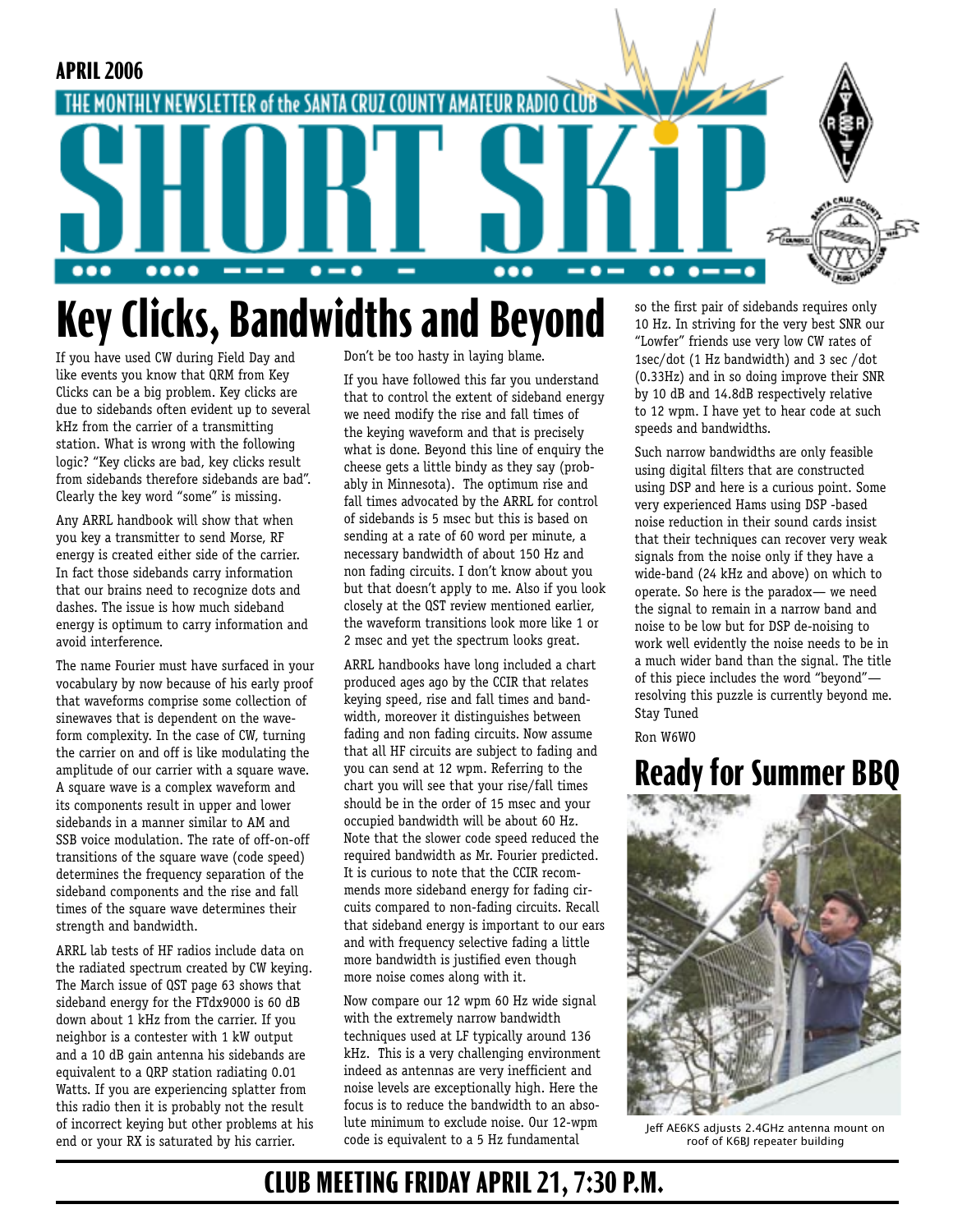APRIL 2006

THE MONTHLY NEWSLETTER of the SANTA CRUZ COUNTY AMATEUR RADIO CLUB

# SHORT SKiP

# Key Clicks, Bandwidths and Beyond

If you have used CW during Field Day and like events you know that QRM from Key Clicks can be a big problem. Key clicks are due to sidebands often evident up to several kHz from the carrier of a transmitting station. What is wrong with the following logic? "Key clicks are bad, key clicks result from sidebands therefore sidebands are bad". Clearly the key word "some" is missing.

Any ARRL handbook will show that when you key a transmitter to send Morse, RF energy is created either side of the carrier. In fact those sidebands carry information that our brains need to recognize dots and dashes. The issue is how much sideband energy is optimum to carry information and avoid interference.

The name Fourier must have surfaced in your vocabulary by now because of his early proof that waveforms comprise some collection of sinewaves that is dependent on the waveform complexity. In the case of CW, turning the carrier on and off is like modulating the amplitude of our carrier with a square wave. A square wave is a complex waveform and its components result in upper and lower sidebands in a manner similar to AM and SSB voice modulation. The rate of off-on-off transitions of the square wave (code speed) determines the frequency separation of the sideband components and the rise and fall times of the square wave determines their strength and bandwidth.

ARRL lab tests of HF radios include data on the radiated spectrum created by CW keying. The March issue of QST page 63 shows that sideband energy for the FTdx9000 is 60 dB down about 1 kHz from the carrier. If you neighbor is a contester with 1 kW output and a 10 dB gain antenna his sidebands are equivalent to a QRP station radiating 0.01 Watts. If you are experiencing splatter from this radio then it is probably not the result of incorrect keying but other problems at his end or your RX is saturated by his carrier. Don't be too hasty in laying blame.

If you have followed this far you understand that to control the extent of sideband energy we need modify the rise and fall times of the keying waveform and that is precisely what is done. Beyond this line of enquiry the cheese gets a little bindy as they say (probably in Minnesota). The optimum rise and fall times advocated by the ARRL for control of sidebands is 5 msec but this is based on sending at a rate of 60 word per minute, a necessary bandwidth of about 150 Hz and non fading circuits. I don't know about you but that doesn't apply to me. Also if you look closely at the QST review mentioned earlier, the waveform transitions look more like 1 or 2 msec and yet the spectrum looks great.

ARRL handbooks have long included a chart produced ages ago by the CCIR that relates keying speed, rise and fall times and bandwidth, moreover it distinguishes between fading and non fading circuits. Now assume that all HF circuits are subject to fading and you can send at 12 wpm. Referring to the chart you will see that your rise/fall times should be in the order of 15 msec and your occupied bandwidth will be about 60 Hz. Note that the slower code speed reduced the required bandwidth as Mr. Fourier predicted. It is curious to note that the CCIR recommends more sideband energy for fading circuits compared to non-fading circuits. Recall that sideband energy is important to our ears and with frequency selective fading a little more bandwidth is justified even though more noise comes along with it.

Now compare our 12 wpm 60 Hz wide signal with the extremely narrow bandwidth techniques used at LF typically around 136 kHz. This is a very challenging environment indeed as antennas are very inefficient and noise levels are exceptionally high. Here the focus is to reduce the bandwidth to an absolute minimum to exclude noise. Our 12-wpm code is equivalent to a 5 Hz fundamental so the first pair of sidebands requires only 10 Hz. In striving for the very best SNR our "Lowfer" friends use very low CW rates of 1sec/dot (1 Hz bandwidth) and 3 sec /dot (0.33Hz) and in so doing improve their SNR by 10 dB and 14.8dB respectively relative to 12 wpm. I have yet to hear code at such speeds and bandwidths.

Such narrow bandwidths are only feasible using digital filters that are constructed using DSP and here is a curious point. Some very experienced Hams using DSP -based noise reduction in their sound cards insist that their techniques can recover very weak signals from the noise only if they have a wide-band (24 kHz and above) on which to operate. So here is the paradox— we need the signal to remain in a narrow band and noise to be low but for DSP de-noising to work well evidently the noise needs to be in a much wider band than the signal. The title of this piece includes the word "beyond"— resolving this puzzle is currently beyond me. Stay Tuned

Ron W6WO

# Ready for Summer BBQ

Jeff AE6KS adjusts 2.4GHz antenna mount on roof of K6BJ repeater building

## CLUB MEETING FRIDAY APRIL 21, 7:30 P.M.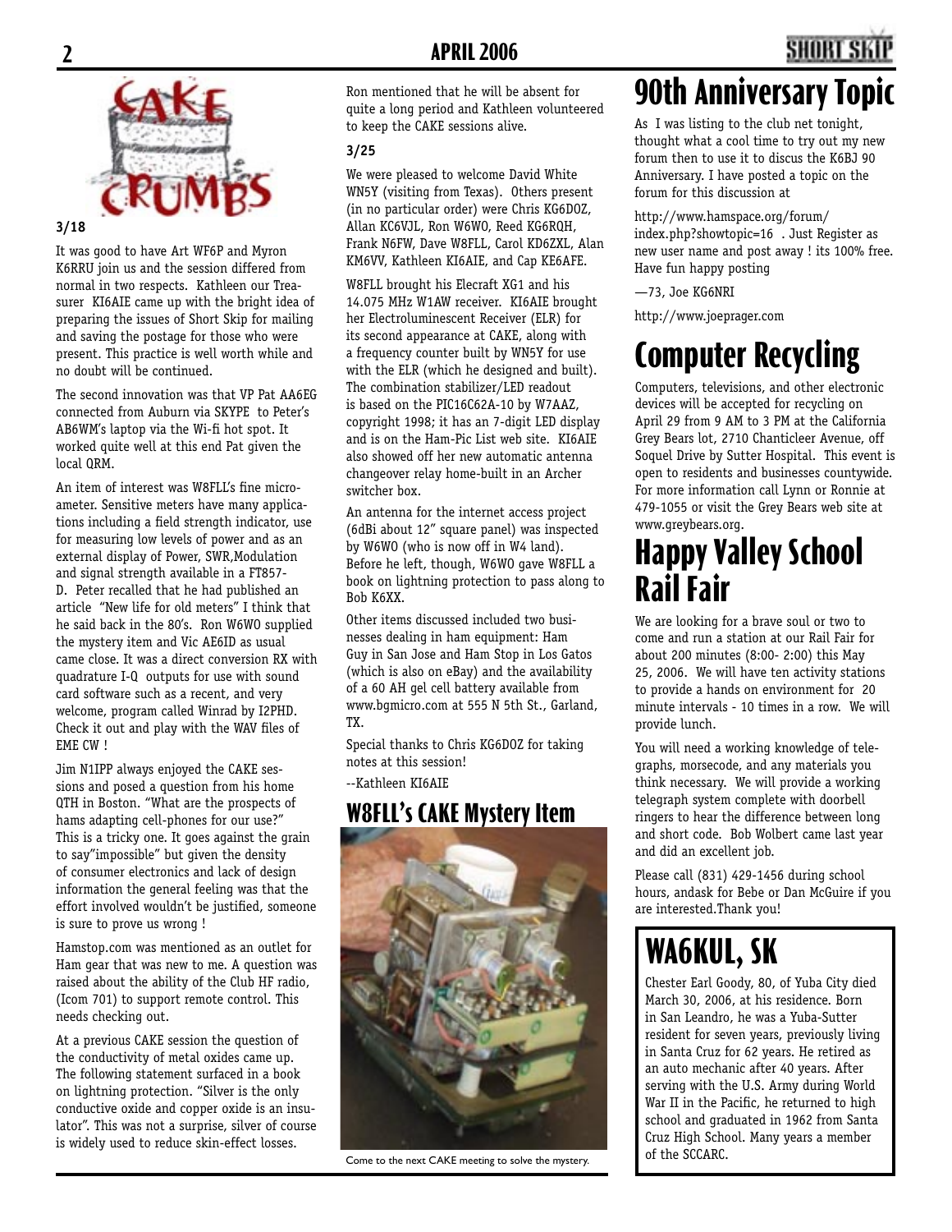# CAKE CRUMBS

### 3/18

It was good to have Art WF6P and Myron K6RRU join us and the session differed from normal in two respects. Kathleen our Treasurer KI6AIE came up with the bright idea of preparing the issues of Short Skip for mailing and saving the postage for those who were present. This practice is well worth while and no doubt will be continued.

The second innovation was that VP Pat AA6EG connected from Auburn via SKYPE to Peter's AB6WM's laptop via the Wi-fi hot spot. It worked quite well at this end Pat given the local QRM.

An item of interest was W8FLL's fine microameter. Sensitive meters have many applications including a field strength indicator, use for measuring low levels of power and as an external display of Power, SWR,Modulation and signal strength available in a FT857-D. Peter recalled that he had published an article "New life for old meters" I think that he said back in the 80's. Ron W6WO supplied the mystery item and Vic AE6ID as usual came close. It was a direct conversion RX with quadrature I-Q outputs for use with sound card software such as a recent, and very welcome, program called Winrad by I2PHD. Check it out and play with the WAV files of EME CW !

Jim N1IPP always enjoyed the CAKE sessions and posed a question from his home QTH in Boston. "What are the prospects of hams adapting cell-phones for our use?" This is a tricky one. It goes against the grain to say"impossible" but given the density of consumer electronics and lack of design information the general feeling was that the effort involved wouldn't be justified, someone is sure to prove us wrong !

Hamstop.com was mentioned as an outlet for Ham gear that was new to me. A question was raised about the ability of the Club HF radio, (Icom 701) to support remote control. This needs checking out.

At a previous CAKE session the question of the conductivity of metal oxides came up. The following statement surfaced in a book on lightning protection. "Silver is the only conductive oxide and copper oxide is an insulator". This was not a surprise, silver of course is widely used to reduce skin-effect losses.

Ron mentioned that he will be absent for quite a long period and Kathleen volunteered to keep the CAKE sessions alive.

### 3/25

We were pleased to welcome David White WN5Y (visiting from Texas). Others present (in no particular order) were Chris KG6DOZ, Allan KC6VJL, Ron W6WO, Reed KG6RQH, Frank N6FW, Dave W8FLL, Carol KD6ZXL, Alan KM6VV, Kathleen KI6AIE, and Cap KE6AFE.

W8FLL brought his Elecraft XG1 and his 14.075 MHz W1AW receiver. KI6AIE brought her Electroluminescent Receiver (ELR) for its second appearance at CAKE, along with a frequency counter built by WN5Y for use with the ELR (which he designed and built). The combination stabilizer/LED readout is based on the PIC16C62A-10 by W7AAZ, copyright 1998; it has an 7-digit LED display and is on the Ham-Pic List web site. KI6AIE also showed off her new automatic antenna changeover relay home-built in an Archer switcher box.

An antenna for the internet access project (6dBi about 12" square panel) was inspected by W6WO (who is now off in W4 land). Before he left, though, W6WO gave W8FLL a book on lightning protection to pass along to Bob K6XX.

Other items discussed included two businesses dealing in ham equipment: Ham Guy in San Jose and Ham Stop in Los Gatos (which is also on eBay) and the availability of a 60 AH gel cell battery available from www.bgmicro.com at 555 N 5th St., Garland, TX.

Special thanks to Chris KG6DOZ for taking notes at this session!

--Kathleen KI6AIE

## W8FLL's CAKE Mystery Item

Come to the next CAKE meeting to solve the mystery.

# 90th Anniversary Topic

As I was listing to the club net tonight, thought what a cool time to try out my new forum then to use it to discus the K6BJ 90 Anniversary. I have posted a topic on the forum for this discussion at

http://www.hamspace.org/forum/index.php?showtopic=16 . Just Register as new user name and post away ! its 100% free. Have fun happy posting

—73, Joe KG6NRI

http://www.joeprager.com

# Computer Recycling

Computers, televisions, and other electronic devices will be accepted for recycling on April 29 from 9 AM to 3 PM at the California Grey Bears lot, 2710 Chanticleer Avenue, off Soquel Drive by Sutter Hospital. This event is open to residents and businesses countywide. For more information call Lynn or Ronnie at 479-1055 or visit the Grey Bears web site at www.greybears.org.

# Happy Valley School Rail Fair

We are looking for a brave soul or two to come and run a station at our Rail Fair for about 200 minutes (8:00- 2:00) this May 25, 2006. We will have ten activity stations to provide a hands on environment for 20 minute intervals - 10 times in a row. We will provide lunch.

You will need a working knowledge of telegraphs, morsecode, and any materials you think necessary. We will provide a working telegraph system complete with doorbell ringers to hear the difference between long and short code. Bob Wolbert came last year and did an excellent job.

Please call (831) 429-1456 during school hours, andask for Bebe or Dan McGuire if you are interested.Thank you!

# WA6KUL, SK

Chester Earl Goody, 80, of Yuba City died March 30, 2006, at his residence. Born in San Leandro, he was a Yuba-Sutter resident for seven years, previously living in Santa Cruz for 62 years. He retired as an auto mechanic after 40 years. After serving with the U.S. Army during World War II in the Pacific, he returned to high school and graduated in 1962 from Santa Cruz High School. Many years a member of the SCCARC.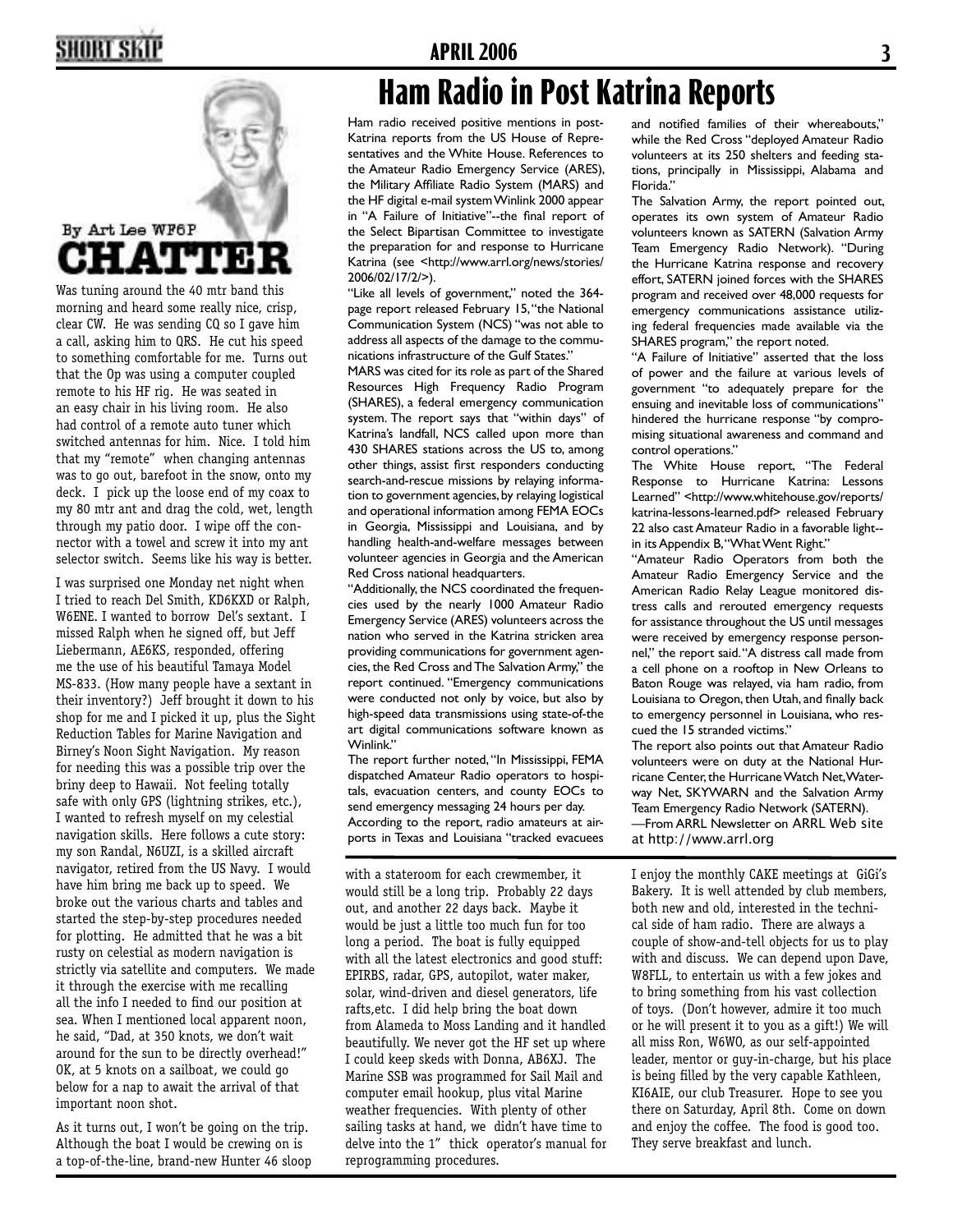# Ham Radio in Post Katrina Reports

Ham radio received positive mentions in post-Katrina reports from the US House of Representatives and the White House. References to the Amateur Radio Emergency Service (ARES), the Military Affiliate Radio System (MARS) and the HF digital e-mail system Winlink 2000 appear in "A Failure of Initiative"--the final report of the Select Bipartisan Committee to investigate the preparation for and response to Hurricane Katrina (see <http://www.arrl.org/news/stories/2006/02/17/2/>).

"Like all levels of government," noted the 364-page report released February 15, "the National Communication System (NCS) "was not able to address all aspects of the damage to the communications infrastructure of the Gulf States."

MARS was cited for its role as part of the Shared Resources High Frequency Radio Program (SHARES), a federal emergency communication system. The report says that "within days" of Katrina's landfall, NCS called upon more than 430 SHARES stations across the US to, among other things, assist first responders conducting search-and-rescue missions by relaying information to government agencies, by relaying logistical and operational information among FEMA EOCs in Georgia, Mississippi and Louisiana, and by handling health-and-welfare messages between volunteer agencies in Georgia and the American Red Cross national headquarters.

"Additionally, the NCS coordinated the frequencies used by the nearly 1000 Amateur Radio Emergency Service (ARES) volunteers across the nation who served in the Katrina stricken area providing communications for government agencies, the Red Cross and The Salvation Army," the report continued. "Emergency communications were conducted not only by voice, but also by high-speed data transmissions using state-of-the-art digital communications software known as Winlink."

The report further noted, "In Mississippi, FEMA dispatched Amateur Radio operators to hospitals, evacuation centers, and county EOCs to send emergency messaging 24 hours per day. According to the report, radio amateurs at airports in Texas and Louisiana "tracked evacuees and notified families of their whereabouts," while the Red Cross "deployed Amateur Radio volunteers at its 250 shelters and feeding stations, principally in Mississippi, Alabama and Florida."

The Salvation Army, the report pointed out, operates its own system of Amateur Radio volunteers known as SATERN (Salvation Army Team Emergency Radio Network). "During the Hurricane Katrina response and recovery effort, SATERN joined forces with the SHARES program and received over 48,000 requests for emergency communications assistance utilizing federal frequencies made available via the SHARES program," the report noted.

"A Failure of Initiative" asserted that the loss of power and the failure at various levels of government "to adequately prepare for the ensuing and inevitable loss of communications" hindered the hurricane response "by compromising situational awareness and command and control operations."

The White House report, "The Federal Response to Hurricane Katrina: Lessons Learned" <http://www.whitehouse.gov/reports/katrina-lessons-learned.pdf> released February 22 also cast Amateur Radio in a favorable light--in its Appendix B, "What Went Right."

"Amateur Radio Operators from both the Amateur Radio Emergency Service and the American Radio Relay League monitored distress calls and rerouted emergency requests for assistance throughout the US until messages were received by emergency response personnel," the report said. "A distress call made from a cell phone on a rooftop in New Orleans to Baton Rouge was relayed, via ham radio, from Louisiana to Oregon, then Utah, and finally back to emergency personnel in Louisiana, who rescued the 15 stranded victims."

The report also points out that Amateur Radio volunteers were on duty at the National Hurricane Center, the Hurricane Watch Net, Waterway Net, SKYWARN and the Salvation Army Team Emergency Radio Network (SATERN).

—From ARRL Newsletter on ARRL Web site at http://www.arrl.org

## CHATTER

By Art Lee WF6P

Was tuning around the 40 mtr band this morning and heard some really nice, crisp, clear CW. He was sending CQ so I gave him a call, asking him to QRS. He cut his speed to something comfortable for me. Turns out that the Op was using a computer coupled remote to his HF rig. He was seated in an easy chair in his living room. He also had control of a remote auto tuner which switched antennas for him. Nice. I told him that my "remote" when changing antennas was to go out, barefoot in the snow, onto my deck. I pick up the loose end of my coax to my 80 mtr ant and drag the cold, wet, length through my patio door. I wipe off the connector with a towel and screw it into my ant selector switch. Seems like his way is better.

I was surprised one Monday net night when I tried to reach Del Smith, KD6KXD or Ralph, W6ENE. I wanted to borrow Del's sextant. I missed Ralph when he signed off, but Jeff Liebermann, AE6KS, responded, offering me the use of his beautiful Tamaya Model MS-833. (How many people have a sextant in their inventory?) Jeff brought it down to his shop for me and I picked it up, plus the Sight Reduction Tables for Marine Navigation and Birney's Noon Sight Navigation. My reason for needing this was a possible trip over the briny deep to Hawaii. Not feeling totally safe with only GPS (lightning strikes, etc.), I wanted to refresh myself on my celestial navigation skills. Here follows a cute story: my son Randal, N6UZI, is a skilled aircraft navigator, retired from the US Navy. I would have him bring me back up to speed. We broke out the various charts and tables and started the step-by-step procedures needed for plotting. He admitted that he was a bit rusty on celestial as modern navigation is strictly via satellite and computers. We made it through the exercise with me recalling all the info I needed to find our position at sea. When I mentioned local apparent noon, he said, "Dad, at 350 knots, we don't wait around for the sun to be directly overhead!" OK, at 5 knots on a sailboat, we could go below for a nap to await the arrival of that important noon shot.

As it turns out, I won't be going on the trip. Although the boat I would be crewing on is a top-of-the-line, brand-new Hunter 46 sloop with a stateroom for each crewmember, it would still be a long trip. Probably 22 days out, and another 22 days back. Maybe it would be just a little too much fun for too long a period. The boat is fully equipped with all the latest electronics and good stuff: EPIRBS, radar, GPS, autopilot, water maker, solar, wind-driven and diesel generators, life rafts, etc. I did help bring the boat down from Alameda to Moss Landing and it handled beautifully. We never got the HF set up where I could keep skeds with Donna, AB6XJ. The Marine SSB was programmed for Sail Mail and computer email hookup, plus vital Marine weather frequencies. With plenty of other sailing tasks at hand, we didn't have time to delve into the 1" thick operator's manual for reprogramming procedures.

I enjoy the monthly CAKE meetings at GiGi's Bakery. It is well attended by club members, both new and old, interested in the technical side of ham radio. There are always a couple of show-and-tell objects for us to play with and discuss. We can depend upon Dave, W8FLL, to entertain us with a few jokes and to bring something from his vast collection of toys. (Don't however, admire it too much or he will present it to you as a gift!) We will all miss Ron, W6WO, as our self-appointed leader, mentor or guy-in-charge, but his place is being filled by the very capable Kathleen, KI6AIE, our club Treasurer. Hope to see you there on Saturday, April 8th. Come on down and enjoy the coffee. The food is good too. They serve breakfast and lunch.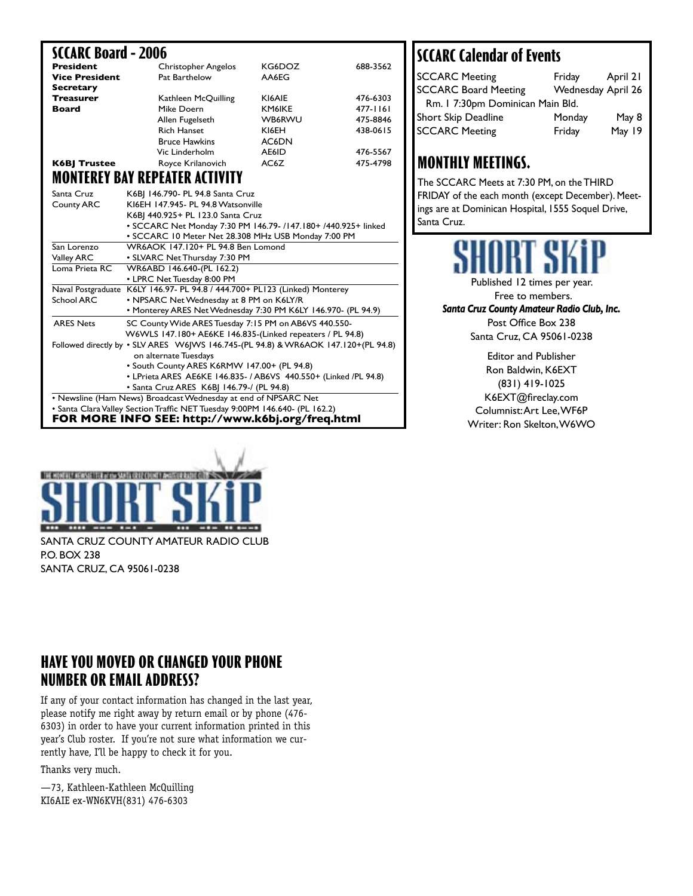## SCCARC Board - 2006

| | | | |
|---|---|---|---|
| **President** | Christopher Angelos | KG6DOZ | 688-3562 |
| **Vice President** | Pat Barthelow | AA6EG | |
| **Secretary** | | | |
| **Treasurer** | Kathleen McQuilling | KI6AIE | 476-6303 |
| **Board** | Mike Doern | KM6IKE | 477-1161 |
| | Allen Fugelseth | WB6RWU | 475-8846 |
| | Rich Hanset | KI6EH | 438-0615 |
| | Bruce Hawkins | AC6DN | |
| | Vic Linderholm | AE6ID | 476-5567 |
| **K6BJ Trustee** | Royce Krilanovich | AC6Z | 475-4798 |

## MONTEREY BAY REPEATER ACTIVITY

| | |
|---|---|
| Santa Cruz County ARC | K6BJ 146.790- PL 94.8 Santa Cruz<br>KI6EH 147.945- PL 94.8 Watsonville<br>K6BJ 440.925+ PL 123.0 Santa Cruz<br>• SCCARC Net Monday 7:30 PM 146.79- /147.180+ /440.925+ linked<br>• SCCARC 10 Meter Net 28.308 MHz USB Monday 7:00 PM |
| San Lorenzo Valley ARC | WR6AOK 147.120+ PL 94.8 Ben Lomond<br>• SLVARC Net Thursday 7:30 PM |
| Loma Prieta RC | WR6ABD 146.640-(PL 162.2)<br>• LPRC Net Tuesday 8:00 PM |
| Naval Postgraduate School ARC | K6LY 146.97- PL 94.8 / 444.700+ PL123 (Linked) Monterey<br>• NPSARC Net Wednesday at 8 PM on K6LY/R<br>• Monterey ARES Net Wednesday 7:30 PM K6LY 146.970- (PL 94.9) |
| ARES Nets | SC County Wide ARES Tuesday 7:15 PM on AB6VS 440.550-<br>W6WLS 147.180+ AE6KE 146.835-(Linked repeaters / PL 94.8) |
| Followed directly by | • SLV ARES W6JWS 146.745-(PL 94.8) & WR6AOK 147.120+(PL 94.8) on alternate Tuesdays<br>• South County ARES K6RMW 147.00+ (PL 94.8)<br>• LPrieta ARES AE6KE 146.835- / AB6VS 440.550+ (Linked /PL 94.8)<br>• Santa Cruz ARES K6BJ 146.79-/ (PL 94.8) |

• Newsline (Ham News) Broadcast Wednesday at end of NPSARC Net

• Santa Clara Valley Section Traffic NET Tuesday 9:00PM 146.640- (PL 162.2)

**FOR MORE INFO SEE: http://www.k6bj.org/freq.html**

## SCCARC Calendar of Events

| | | |
|---|---|---|
| SCCARC Meeting | Friday | April 21 |
| SCCARC Board Meeting<br>Rm. 1 7:30pm Dominican Main Bld. | Wednesday | April 26 |
| Short Skip Deadline | Monday | May 8 |
| SCCARC Meeting | Friday | May 19 |

## MONTHLY MEETINGS.

The SCCARC Meets at 7:30 PM, on the THIRD FRIDAY of the each month (except December). Meetings are at Dominican Hospital, 1555 Soquel Drive, Santa Cruz.

## SHORT SKiP

Published 12 times per year.
Free to members.
***Santa Cruz County Amateur Radio Club, Inc.***
Post Office Box 238
Santa Cruz, CA 95061-0238

Editor and Publisher
Ron Baldwin, K6EXT
(831) 419-1025
K6EXT@fireclay.com
Columnist: Art Lee, WF6P
Writer: Ron Skelton, W6WO

THE MONTHLY NEWSLETTER of the SANTA CRUZ COUNTY AMATEUR RADIO CLUB

SHORT SKiP

SANTA CRUZ COUNTY AMATEUR RADIO CLUB
P.O. BOX 238
SANTA CRUZ, CA 95061-0238

## HAVE YOU MOVED OR CHANGED YOUR PHONE NUMBER OR EMAIL ADDRESS?

If any of your contact information has changed in the last year, please notify me right away by return email or by phone (476-6303) in order to have your current information printed in this year's Club roster. If you're not sure what information we currently have, I'll be happy to check it for you.

Thanks very much.

—73, Kathleen-Kathleen McQuilling
KI6AIE ex-WN6KVH(831) 476-6303